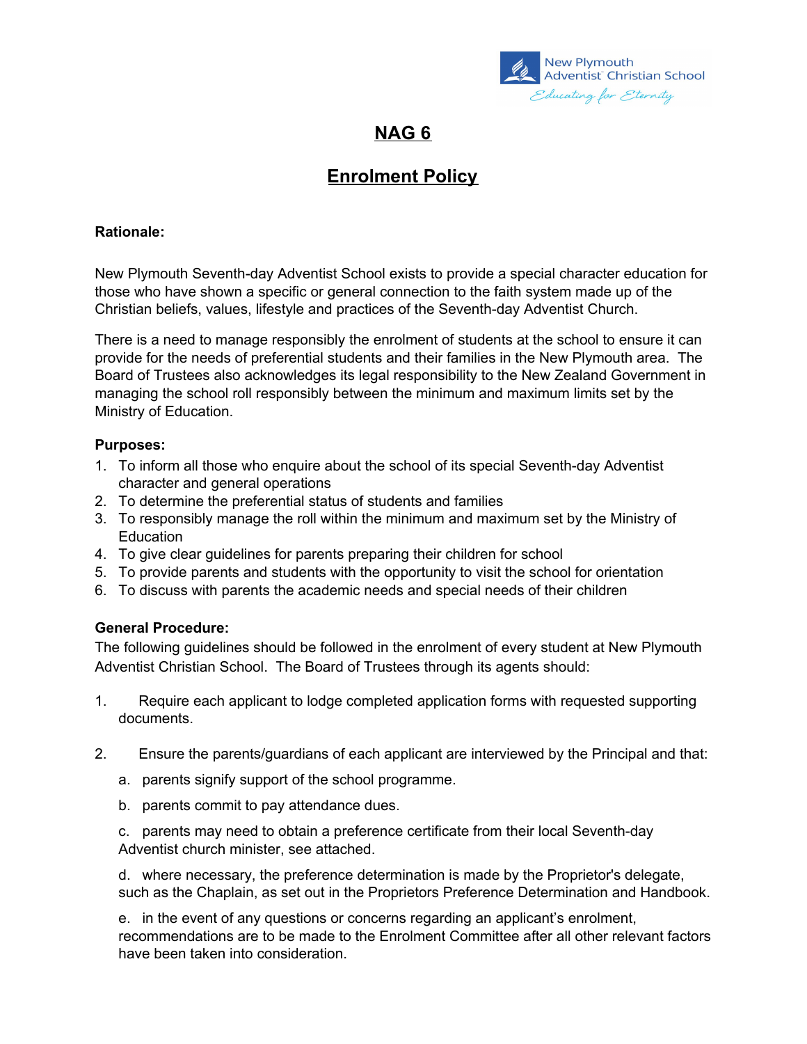# NAG 6

## Enrolment Policy

**Rationale:**

New Plymouth Seventh-day Adventist School exists to provide a special character education for those who have shown a specific or general connection to the faith system made up of the Christian beliefs, values, lifestyle and practices of the Seventh-day Adventist Church.

There is a need to manage responsibly the enrolment of students at the school to ensure it can provide for the needs of preferential students and their families in the New Plymouth area. The Board of Trustees also acknowledges its legal responsibility to the New Zealand Government in managing the school roll responsibly between the minimum and maximum limits set by the Ministry of Education.

**Purposes:**

1. To inform all those who enquire about the school of its special Seventh-day Adventist character and general operations
2. To determine the preferential status of students and families
3. To responsibly manage the roll within the minimum and maximum set by the Ministry of Education
4. To give clear guidelines for parents preparing their children for school
5. To provide parents and students with the opportunity to visit the school for orientation
6. To discuss with parents the academic needs and special needs of their children

**General Procedure:**

The following guidelines should be followed in the enrolment of every student at New Plymouth Adventist Christian School. The Board of Trustees through its agents should:

1. Require each applicant to lodge completed application forms with requested supporting documents.

2. Ensure the parents/guardians of each applicant are interviewed by the Principal and that:

   a. parents signify support of the school programme.

   b. parents commit to pay attendance dues.

   c. parents may need to obtain a preference certificate from their local Seventh-day Adventist church minister, see attached.

   d. where necessary, the preference determination is made by the Proprietor's delegate, such as the Chaplain, as set out in the Proprietors Preference Determination and Handbook.

   e. in the event of any questions or concerns regarding an applicant's enrolment, recommendations are to be made to the Enrolment Committee after all other relevant factors have been taken into consideration.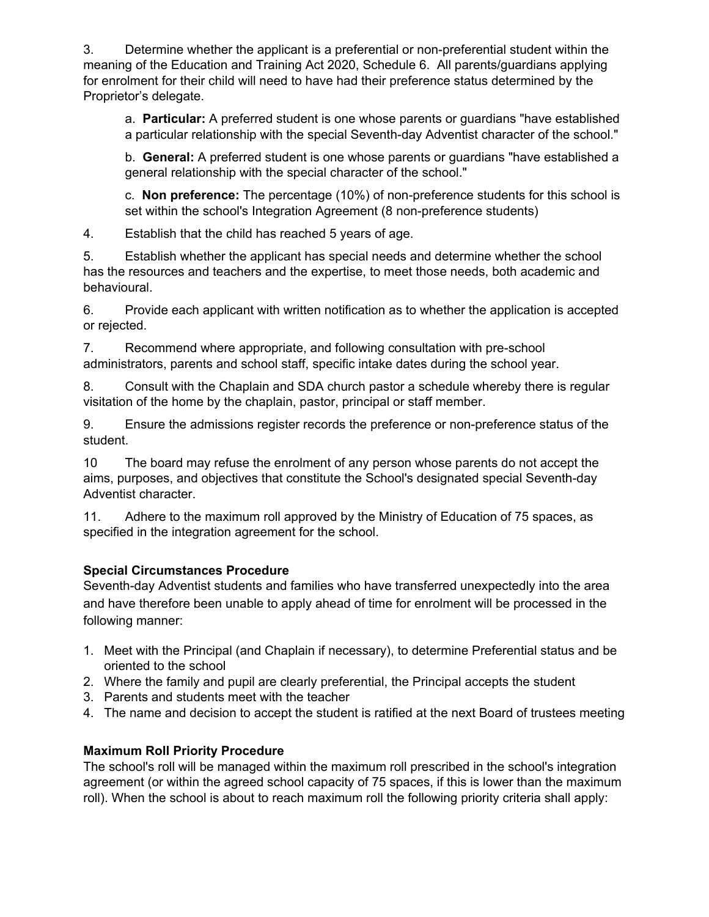3. Determine whether the applicant is a preferential or non-preferential student within the meaning of the Education and Training Act 2020, Schedule 6. All parents/guardians applying for enrolment for their child will need to have had their preference status determined by the Proprietor's delegate.

    a. **Particular:** A preferred student is one whose parents or guardians "have established a particular relationship with the special Seventh-day Adventist character of the school."

    b. **General:** A preferred student is one whose parents or guardians "have established a general relationship with the special character of the school."

    c. **Non preference:** The percentage (10%) of non-preference students for this school is set within the school's Integration Agreement (8 non-preference students)

4. Establish that the child has reached 5 years of age.

5. Establish whether the applicant has special needs and determine whether the school has the resources and teachers and the expertise, to meet those needs, both academic and behavioural.

6. Provide each applicant with written notification as to whether the application is accepted or rejected.

7. Recommend where appropriate, and following consultation with pre-school administrators, parents and school staff, specific intake dates during the school year.

8. Consult with the Chaplain and SDA church pastor a schedule whereby there is regular visitation of the home by the chaplain, pastor, principal or staff member.

9. Ensure the admissions register records the preference or non-preference status of the student.

10 The board may refuse the enrolment of any person whose parents do not accept the aims, purposes, and objectives that constitute the School's designated special Seventh-day Adventist character.

11. Adhere to the maximum roll approved by the Ministry of Education of 75 spaces, as specified in the integration agreement for the school.

**Special Circumstances Procedure**

Seventh-day Adventist students and families who have transferred unexpectedly into the area and have therefore been unable to apply ahead of time for enrolment will be processed in the following manner:

1. Meet with the Principal (and Chaplain if necessary), to determine Preferential status and be oriented to the school
2. Where the family and pupil are clearly preferential, the Principal accepts the student
3. Parents and students meet with the teacher
4. The name and decision to accept the student is ratified at the next Board of trustees meeting

**Maximum Roll Priority Procedure**

The school's roll will be managed within the maximum roll prescribed in the school's integration agreement (or within the agreed school capacity of 75 spaces, if this is lower than the maximum roll). When the school is about to reach maximum roll the following priority criteria shall apply: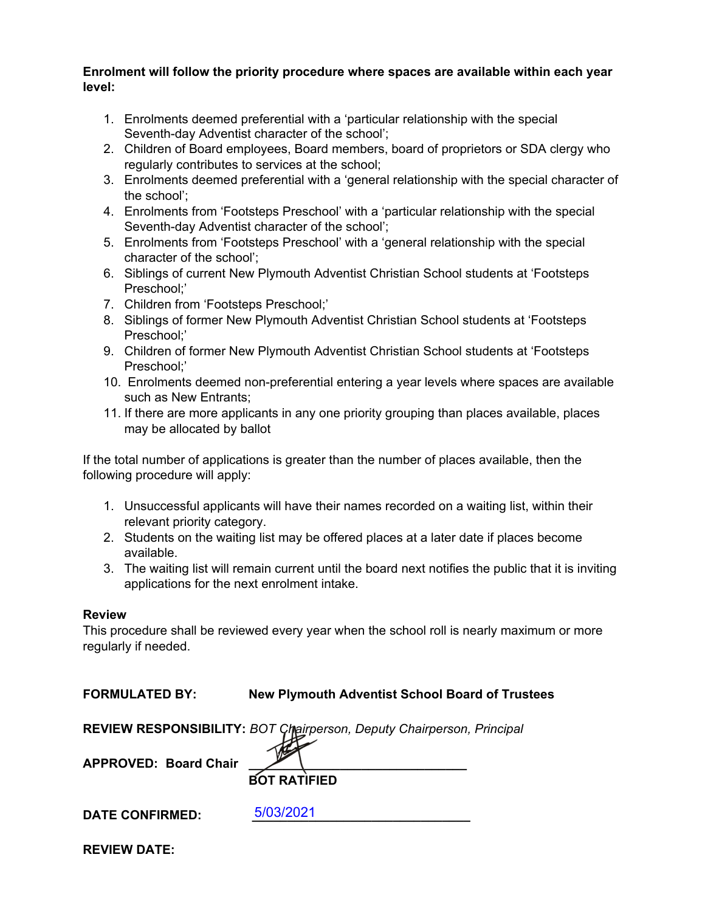**Enrolment will follow the priority procedure where spaces are available within each year level:**

1. Enrolments deemed preferential with a 'particular relationship with the special Seventh-day Adventist character of the school';
2. Children of Board employees, Board members, board of proprietors or SDA clergy who regularly contributes to services at the school;
3. Enrolments deemed preferential with a 'general relationship with the special character of the school';
4. Enrolments from 'Footsteps Preschool' with a 'particular relationship with the special Seventh-day Adventist character of the school';
5. Enrolments from 'Footsteps Preschool' with a 'general relationship with the special character of the school';
6. Siblings of current New Plymouth Adventist Christian School students at 'Footsteps Preschool;'
7. Children from 'Footsteps Preschool;'
8. Siblings of former New Plymouth Adventist Christian School students at 'Footsteps Preschool;'
9. Children of former New Plymouth Adventist Christian School students at 'Footsteps Preschool;'
10. Enrolments deemed non-preferential entering a year levels where spaces are available such as New Entrants;
11. If there are more applicants in any one priority grouping than places available, places may be allocated by ballot

If the total number of applications is greater than the number of places available, then the following procedure will apply:

1. Unsuccessful applicants will have their names recorded on a waiting list, within their relevant priority category.
2. Students on the waiting list may be offered places at a later date if places become available.
3. The waiting list will remain current until the board next notifies the public that it is inviting applications for the next enrolment intake.

**Review**

This procedure shall be reviewed every year when the school roll is nearly maximum or more regularly if needed.

**FORMULATED BY:** **New Plymouth Adventist School Board of Trustees**

**REVIEW RESPONSIBILITY:** *BOT Chairperson, Deputy Chairperson, Principal*

**APPROVED: Board Chair** ______________________________

**BOT RATIFIED**

**DATE CONFIRMED:** 5/03/2021

**REVIEW DATE:**